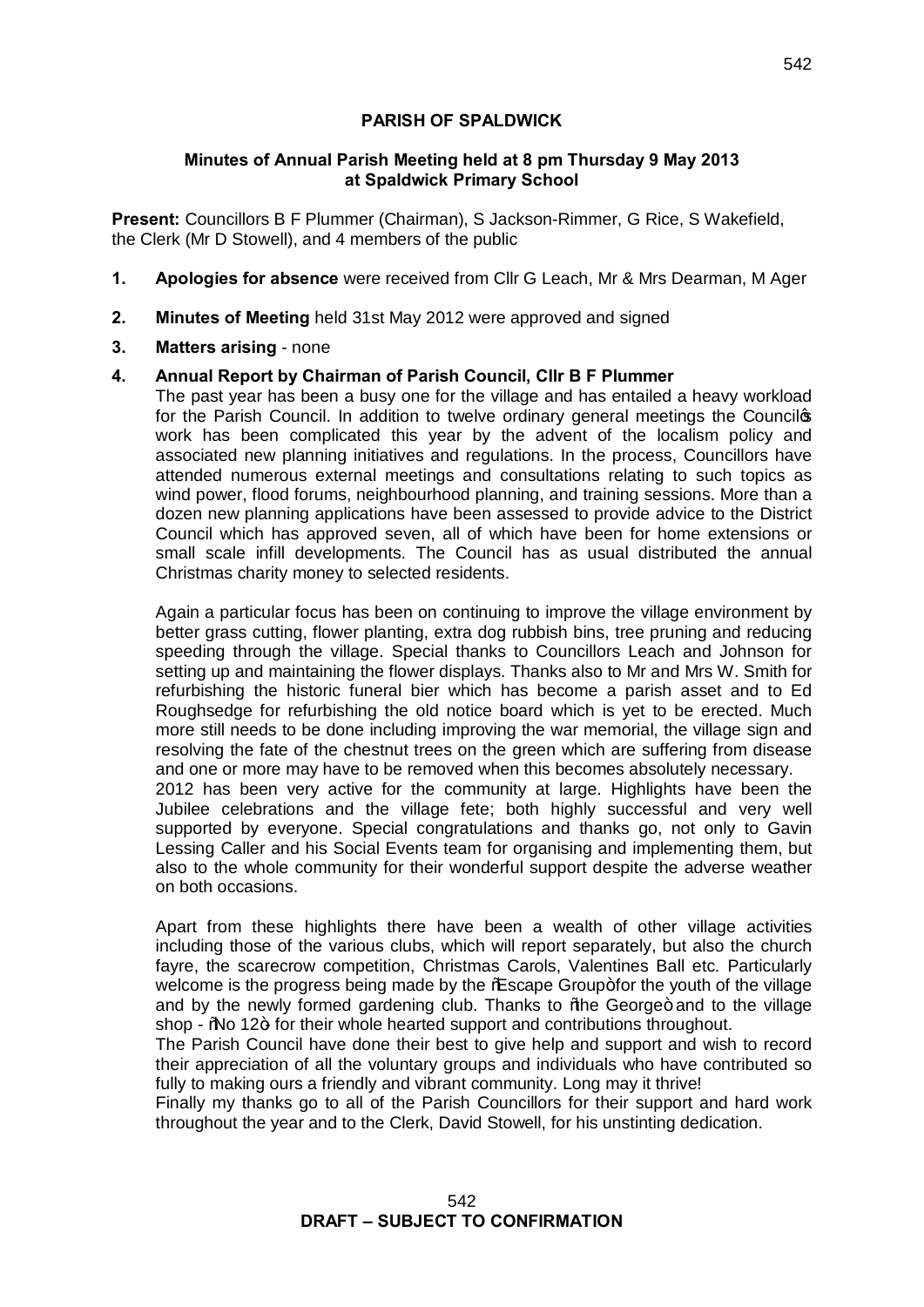**PARISH OF SPALDWICK**

**Minutes of Annual Parish Meeting held at 8 pm Thursday 9 May 2013 at Spaldwick Primary School**

**Present:** Councillors B F Plummer (Chairman), S Jackson-Rimmer, G Rice, S Wakefield, the Clerk (Mr D Stowell), and 4 members of the public

1. **Apologies for absence** were received from Cllr G Leach, Mr & Mrs Dearman, M Ager

2. **Minutes of Meeting** held 31st May 2012 were approved and signed

3. **Matters arising** - none

4. **Annual Report by Chairman of Parish Council, Cllr B F Plummer**

   The past year has been a busy one for the village and has entailed a heavy workload for the Parish Council. In addition to twelve ordinary general meetings the Council's work has been complicated this year by the advent of the localism policy and associated new planning initiatives and regulations. In the process, Councillors have attended numerous external meetings and consultations relating to such topics as wind power, flood forums, neighbourhood planning, and training sessions. More than a dozen new planning applications have been assessed to provide advice to the District Council which has approved seven, all of which have been for home extensions or small scale infill developments. The Council has as usual distributed the annual Christmas charity money to selected residents.

   Again a particular focus has been on continuing to improve the village environment by better grass cutting, flower planting, extra dog rubbish bins, tree pruning and reducing speeding through the village. Special thanks to Councillors Leach and Johnson for setting up and maintaining the flower displays. Thanks also to Mr and Mrs W. Smith for refurbishing the historic funeral bier which has become a parish asset and to Ed Roughsedge for refurbishing the old notice board which is yet to be erected. Much more still needs to be done including improving the war memorial, the village sign and resolving the fate of the chestnut trees on the green which are suffering from disease and one or more may have to be removed when this becomes absolutely necessary.

   2012 has been very active for the community at large. Highlights have been the Jubilee celebrations and the village fete; both highly successful and very well supported by everyone. Special congratulations and thanks go, not only to Gavin Lessing Caller and his Social Events team for organising and implementing them, but also to the whole community for their wonderful support despite the adverse weather on both occasions.

   Apart from these highlights there have been a wealth of other village activities including those of the various clubs, which will report separately, but also the church fayre, the scarecrow competition, Christmas Carols, Valentines Ball etc. Particularly welcome is the progress being made by the "Escape Group" for the youth of the village and by the newly formed gardening club. Thanks to "the George" and to the village shop - "No 12" for their whole hearted support and contributions throughout.

   The Parish Council have done their best to give help and support and wish to record their appreciation of all the voluntary groups and individuals who have contributed so fully to making ours a friendly and vibrant community. Long may it thrive!

   Finally my thanks go to all of the Parish Councillors for their support and hard work throughout the year and to the Clerk, David Stowell, for his unstinting dedication.

**DRAFT – SUBJECT TO CONFIRMATION**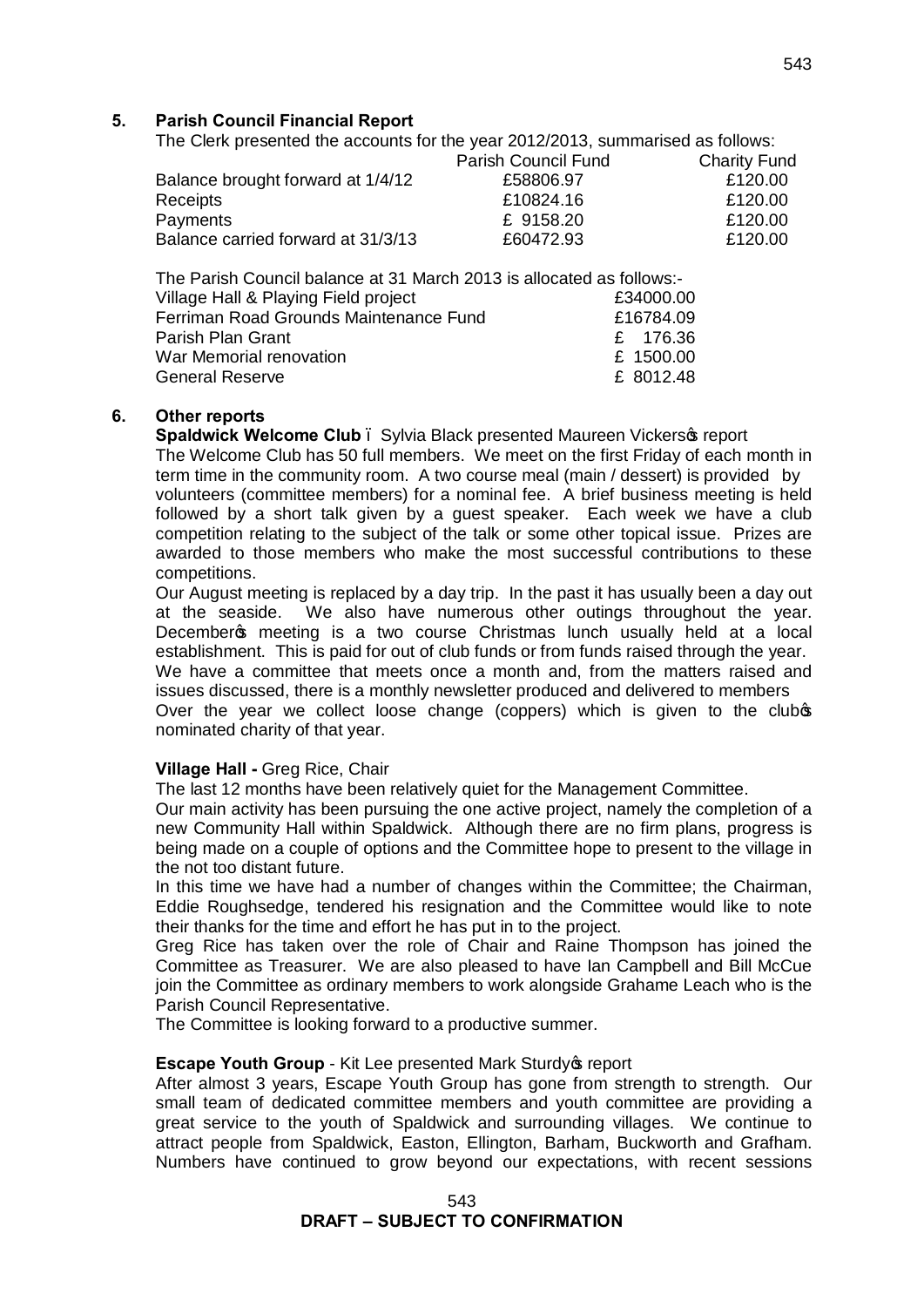## 5. Parish Council Financial Report

The Clerk presented the accounts for the year 2012/2013, summarised as follows:

| | Parish Council Fund | Charity Fund |
|---|---|---|
| Balance brought forward at 1/4/12 | £58806.97 | £120.00 |
| Receipts | £10824.16 | £120.00 |
| Payments | £ 9158.20 | £120.00 |
| Balance carried forward at 31/3/13 | £60472.93 | £120.00 |

The Parish Council balance at 31 March 2013 is allocated as follows:-

| | |
|---|---|
| Village Hall & Playing Field project | £34000.00 |
| Ferriman Road Grounds Maintenance Fund | £16784.09 |
| Parish Plan Grant | £ 176.36 |
| War Memorial renovation | £ 1500.00 |
| General Reserve | £ 8012.48 |

## 6. Other reports

**Spaldwick Welcome Club** – Sylvia Black presented Maureen Vickers's report

The Welcome Club has 50 full members. We meet on the first Friday of each month in term time in the community room. A two course meal (main / dessert) is provided by volunteers (committee members) for a nominal fee. A brief business meeting is held followed by a short talk given by a guest speaker. Each week we have a club competition relating to the subject of the talk or some other topical issue. Prizes are awarded to those members who make the most successful contributions to these competitions.

Our August meeting is replaced by a day trip. In the past it has usually been a day out at the seaside. We also have numerous other outings throughout the year. December's meeting is a two course Christmas lunch usually held at a local establishment. This is paid for out of club funds or from funds raised through the year.

We have a committee that meets once a month and, from the matters raised and issues discussed, there is a monthly newsletter produced and delivered to members

Over the year we collect loose change (coppers) which is given to the club's nominated charity of that year.

**Village Hall -** Greg Rice, Chair

The last 12 months have been relatively quiet for the Management Committee.

Our main activity has been pursuing the one active project, namely the completion of a new Community Hall within Spaldwick. Although there are no firm plans, progress is being made on a couple of options and the Committee hope to present to the village in the not too distant future.

In this time we have had a number of changes within the Committee; the Chairman, Eddie Roughsedge, tendered his resignation and the Committee would like to note their thanks for the time and effort he has put in to the project.

Greg Rice has taken over the role of Chair and Raine Thompson has joined the Committee as Treasurer. We are also pleased to have Ian Campbell and Bill McCue join the Committee as ordinary members to work alongside Grahame Leach who is the Parish Council Representative.

The Committee is looking forward to a productive summer.

**Escape Youth Group** - Kit Lee presented Mark Sturdy's report

After almost 3 years, Escape Youth Group has gone from strength to strength. Our small team of dedicated committee members and youth committee are providing a great service to the youth of Spaldwick and surrounding villages. We continue to attract people from Spaldwick, Easton, Ellington, Barham, Buckworth and Grafham. Numbers have continued to grow beyond our expectations, with recent sessions

**DRAFT – SUBJECT TO CONFIRMATION**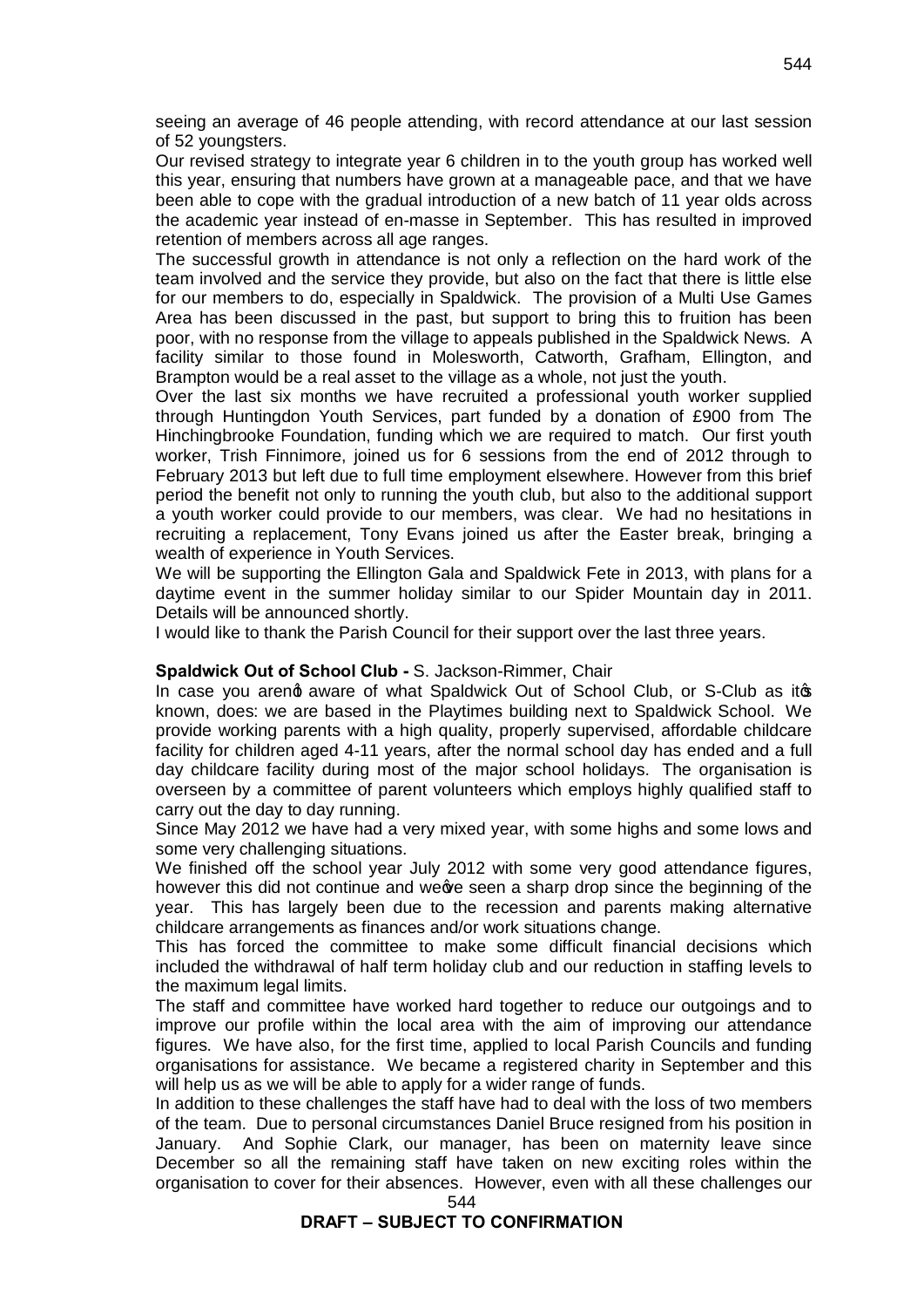seeing an average of 46 people attending, with record attendance at our last session of 52 youngsters.

Our revised strategy to integrate year 6 children in to the youth group has worked well this year, ensuring that numbers have grown at a manageable pace, and that we have been able to cope with the gradual introduction of a new batch of 11 year olds across the academic year instead of en-masse in September. This has resulted in improved retention of members across all age ranges.

The successful growth in attendance is not only a reflection on the hard work of the team involved and the service they provide, but also on the fact that there is little else for our members to do, especially in Spaldwick. The provision of a Multi Use Games Area has been discussed in the past, but support to bring this to fruition has been poor, with no response from the village to appeals published in the Spaldwick News. A facility similar to those found in Molesworth, Catworth, Grafham, Ellington, and Brampton would be a real asset to the village as a whole, not just the youth.

Over the last six months we have recruited a professional youth worker supplied through Huntingdon Youth Services, part funded by a donation of £900 from The Hinchingbrooke Foundation, funding which we are required to match. Our first youth worker, Trish Finnimore, joined us for 6 sessions from the end of 2012 through to February 2013 but left due to full time employment elsewhere. However from this brief period the benefit not only to running the youth club, but also to the additional support a youth worker could provide to our members, was clear. We had no hesitations in recruiting a replacement, Tony Evans joined us after the Easter break, bringing a wealth of experience in Youth Services.

We will be supporting the Ellington Gala and Spaldwick Fete in 2013, with plans for a daytime event in the summer holiday similar to our Spider Mountain day in 2011. Details will be announced shortly.

I would like to thank the Parish Council for their support over the last three years.

**Spaldwick Out of School Club -** S. Jackson-Rimmer, Chair

In case you aren't aware of what Spaldwick Out of School Club, or S-Club as it's known, does: we are based in the Playtimes building next to Spaldwick School. We provide working parents with a high quality, properly supervised, affordable childcare facility for children aged 4-11 years, after the normal school day has ended and a full day childcare facility during most of the major school holidays. The organisation is overseen by a committee of parent volunteers which employs highly qualified staff to carry out the day to day running.

Since May 2012 we have had a very mixed year, with some highs and some lows and some very challenging situations.

We finished off the school year July 2012 with some very good attendance figures, however this did not continue and we've seen a sharp drop since the beginning of the year. This has largely been due to the recession and parents making alternative childcare arrangements as finances and/or work situations change.

This has forced the committee to make some difficult financial decisions which included the withdrawal of half term holiday club and our reduction in staffing levels to the maximum legal limits.

The staff and committee have worked hard together to reduce our outgoings and to improve our profile within the local area with the aim of improving our attendance figures. We have also, for the first time, applied to local Parish Councils and funding organisations for assistance. We became a registered charity in September and this will help us as we will be able to apply for a wider range of funds.

In addition to these challenges the staff have had to deal with the loss of two members of the team. Due to personal circumstances Daniel Bruce resigned from his position in January. And Sophie Clark, our manager, has been on maternity leave since December so all the remaining staff have taken on new exciting roles within the organisation to cover for their absences. However, even with all these challenges our

**DRAFT – SUBJECT TO CONFIRMATION**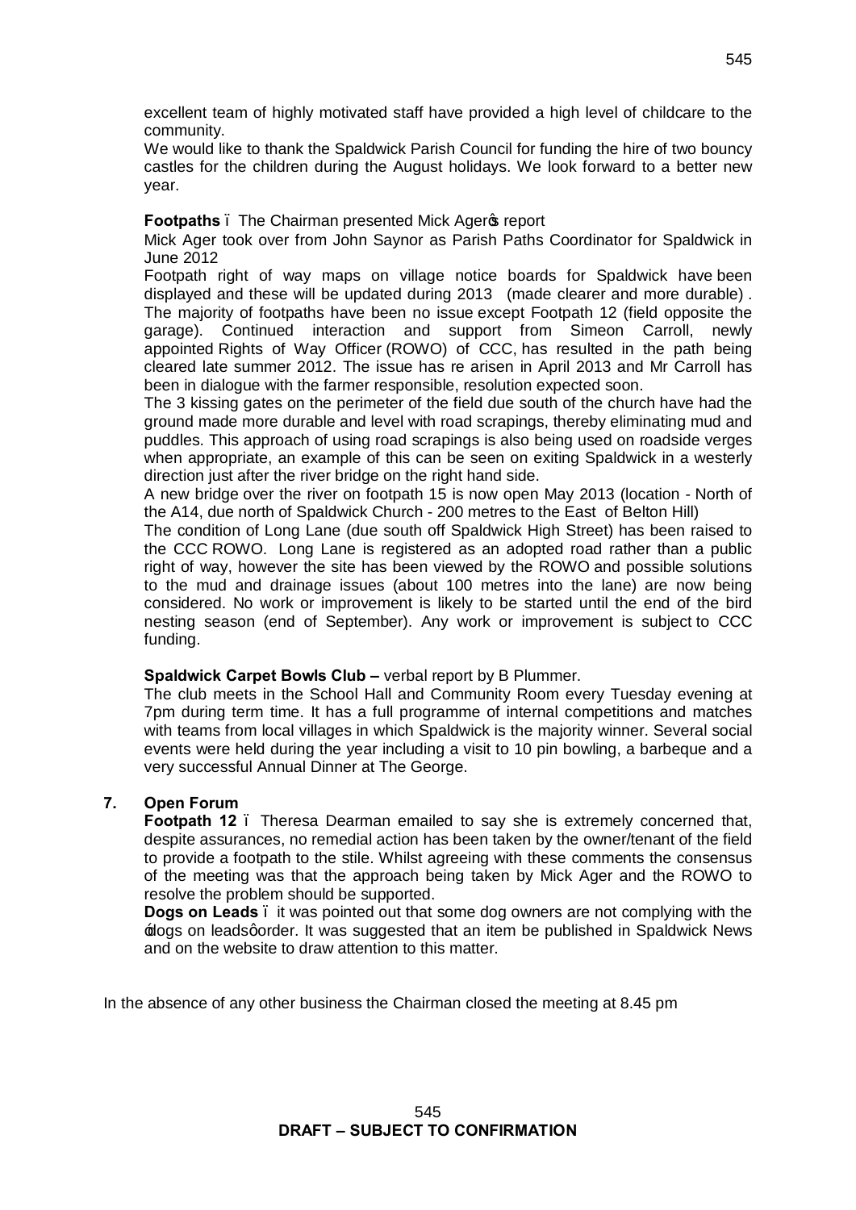excellent team of highly motivated staff have provided a high level of childcare to the community.

We would like to thank the Spaldwick Parish Council for funding the hire of two bouncy castles for the children during the August holidays. We look forward to a better new year.

**Footpaths** – The Chairman presented Mick Ager's report

Mick Ager took over from John Saynor as Parish Paths Coordinator for Spaldwick in June 2012

Footpath right of way maps on village notice boards for Spaldwick have been displayed and these will be updated during 2013 (made clearer and more durable) . The majority of footpaths have been no issue except Footpath 12 (field opposite the garage). Continued interaction and support from Simeon Carroll, newly appointed Rights of Way Officer (ROWO) of CCC, has resulted in the path being cleared late summer 2012. The issue has re arisen in April 2013 and Mr Carroll has been in dialogue with the farmer responsible, resolution expected soon.

The 3 kissing gates on the perimeter of the field due south of the church have had the ground made more durable and level with road scrapings, thereby eliminating mud and puddles. This approach of using road scrapings is also being used on roadside verges when appropriate, an example of this can be seen on exiting Spaldwick in a westerly direction just after the river bridge on the right hand side.

A new bridge over the river on footpath 15 is now open May 2013 (location - North of the A14, due north of Spaldwick Church - 200 metres to the East of Belton Hill)

The condition of Long Lane (due south off Spaldwick High Street) has been raised to the CCC ROWO. Long Lane is registered as an adopted road rather than a public right of way, however the site has been viewed by the ROWO and possible solutions to the mud and drainage issues (about 100 metres into the lane) are now being considered. No work or improvement is likely to be started until the end of the bird nesting season (end of September). Any work or improvement is subject to CCC funding.

**Spaldwick Carpet Bowls Club –** verbal report by B Plummer.

The club meets in the School Hall and Community Room every Tuesday evening at 7pm during term time. It has a full programme of internal competitions and matches with teams from local villages in which Spaldwick is the majority winner. Several social events were held during the year including a visit to 10 pin bowling, a barbeque and a very successful Annual Dinner at The George.

**7. Open Forum**

**Footpath 12** – Theresa Dearman emailed to say she is extremely concerned that, despite assurances, no remedial action has been taken by the owner/tenant of the field to provide a footpath to the stile. Whilst agreeing with these comments the consensus of the meeting was that the approach being taken by Mick Ager and the ROWO to resolve the problem should be supported.

**Dogs on Leads** – it was pointed out that some dog owners are not complying with the 'dogs on leads' order. It was suggested that an item be published in Spaldwick News and on the website to draw attention to this matter.

In the absence of any other business the Chairman closed the meeting at 8.45 pm

**DRAFT – SUBJECT TO CONFIRMATION**